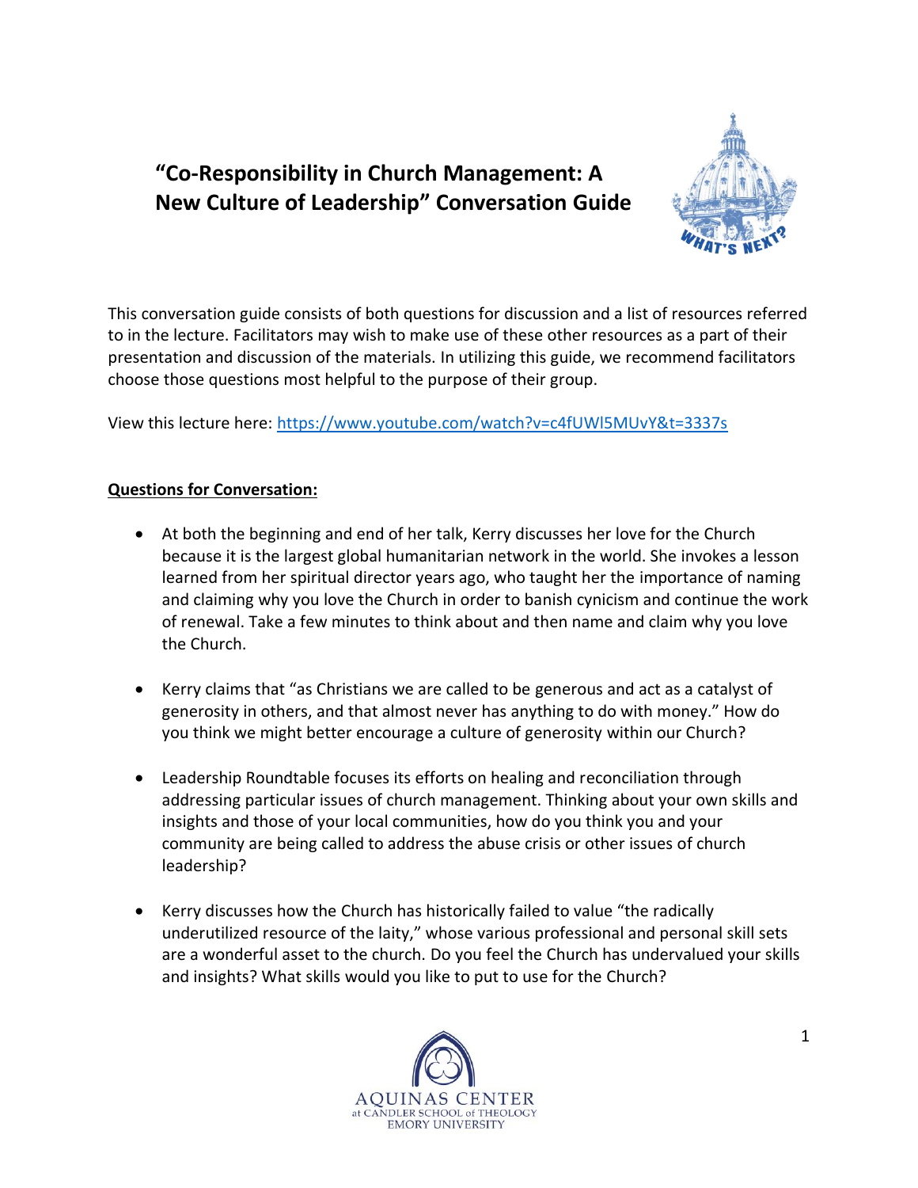# "Co-Responsibility in Church Management: A New Culture of Leadership" Conversation Guide

This conversation guide consists of both questions for discussion and a list of resources referred to in the lecture. Facilitators may wish to make use of these other resources as a part of their presentation and discussion of the materials. In utilizing this guide, we recommend facilitators choose those questions most helpful to the purpose of their group.

View this lecture here: https://www.youtube.com/watch?v=c4fUWl5MUvY&t=3337s

**Questions for Conversation:**

- At both the beginning and end of her talk, Kerry discusses her love for the Church because it is the largest global humanitarian network in the world. She invokes a lesson learned from her spiritual director years ago, who taught her the importance of naming and claiming why you love the Church in order to banish cynicism and continue the work of renewal. Take a few minutes to think about and then name and claim why you love the Church.

- Kerry claims that "as Christians we are called to be generous and act as a catalyst of generosity in others, and that almost never has anything to do with money." How do you think we might better encourage a culture of generosity within our Church?

- Leadership Roundtable focuses its efforts on healing and reconciliation through addressing particular issues of church management. Thinking about your own skills and insights and those of your local communities, how do you think you and your community are being called to address the abuse crisis or other issues of church leadership?

- Kerry discusses how the Church has historically failed to value "the radically underutilized resource of the laity," whose various professional and personal skill sets are a wonderful asset to the church. Do you feel the Church has undervalued your skills and insights? What skills would you like to put to use for the Church?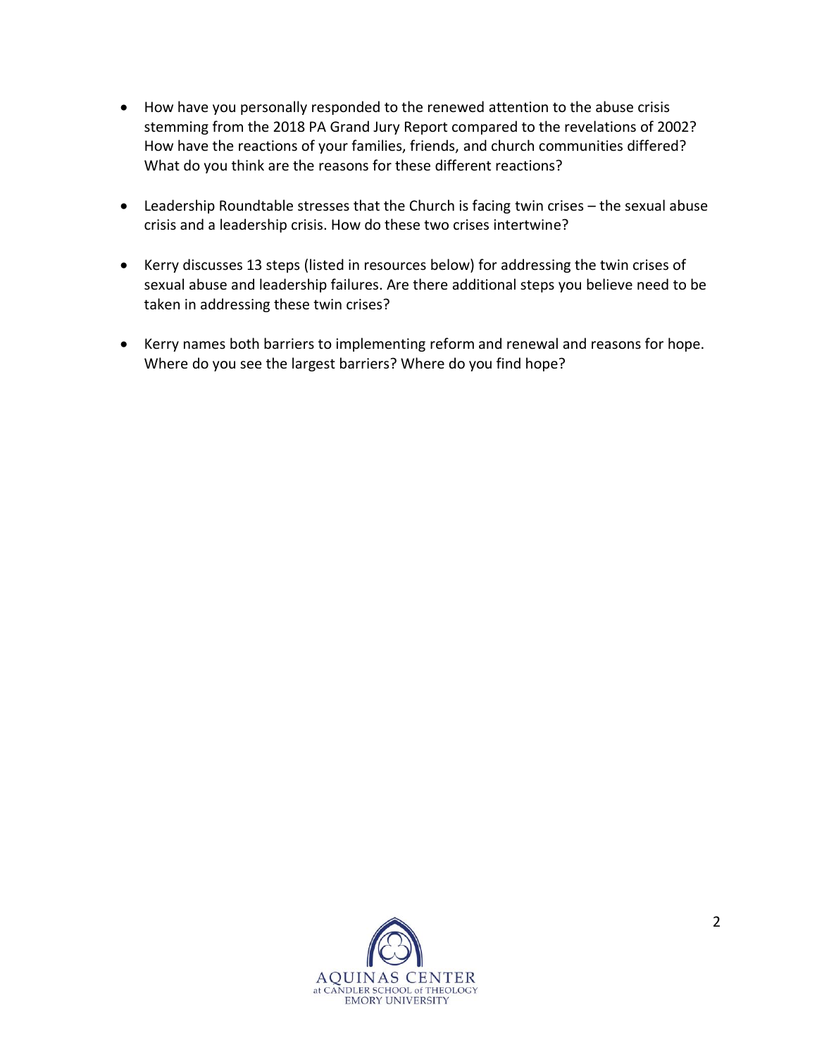- How have you personally responded to the renewed attention to the abuse crisis stemming from the 2018 PA Grand Jury Report compared to the revelations of 2002? How have the reactions of your families, friends, and church communities differed? What do you think are the reasons for these different reactions?

- Leadership Roundtable stresses that the Church is facing twin crises – the sexual abuse crisis and a leadership crisis. How do these two crises intertwine?

- Kerry discusses 13 steps (listed in resources below) for addressing the twin crises of sexual abuse and leadership failures. Are there additional steps you believe need to be taken in addressing these twin crises?

- Kerry names both barriers to implementing reform and renewal and reasons for hope. Where do you see the largest barriers? Where do you find hope?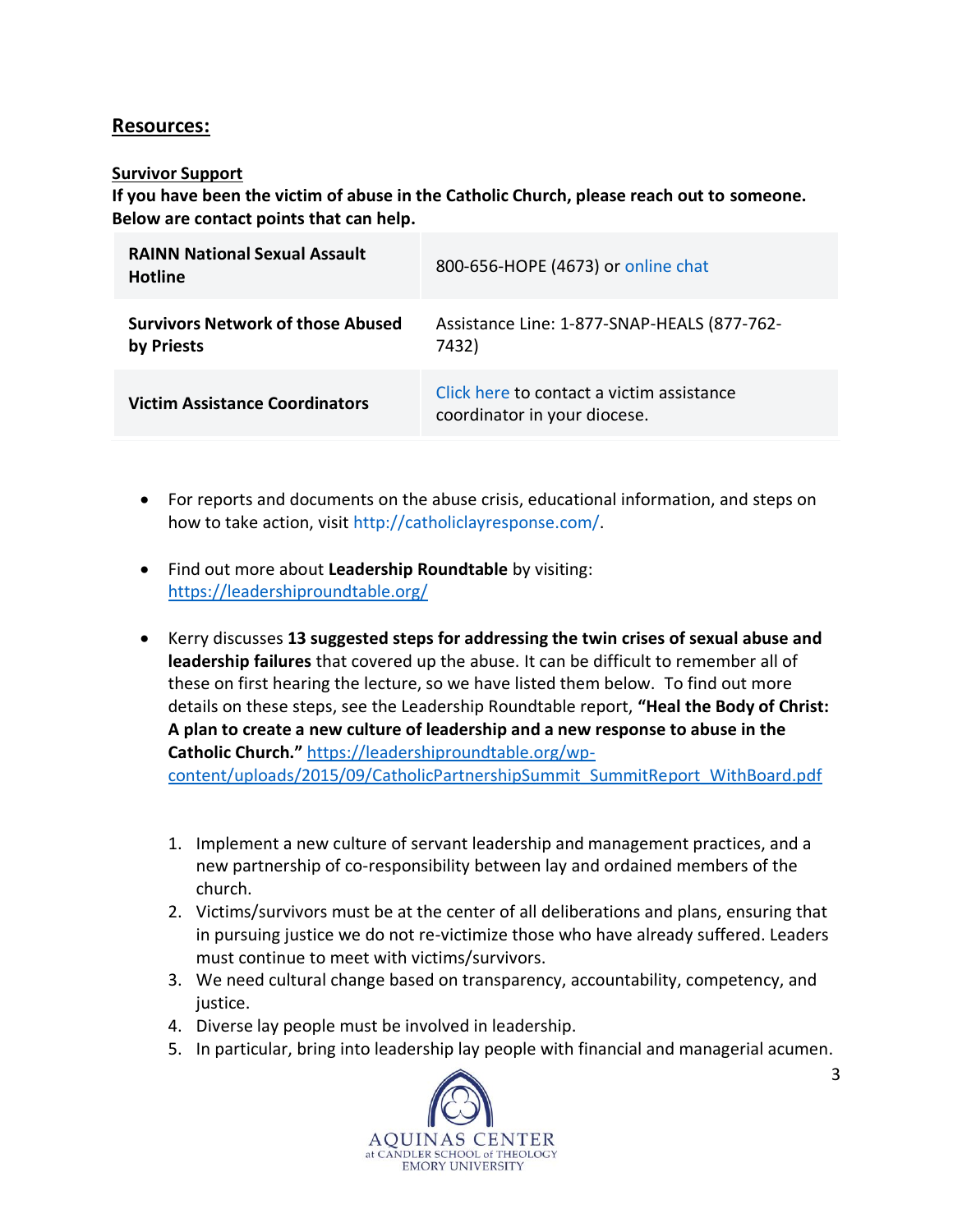## Resources:

### Survivor Support

**If you have been the victim of abuse in the Catholic Church, please reach out to someone. Below are contact points that can help.**

| | |
|---|---|
| **RAINN National Sexual Assault Hotline** | 800-656-HOPE (4673) or online chat |
| **Survivors Network of those Abused by Priests** | Assistance Line: 1-877-SNAP-HEALS (877-762-7432) |
| **Victim Assistance Coordinators** | Click here to contact a victim assistance coordinator in your diocese. |

- For reports and documents on the abuse crisis, educational information, and steps on how to take action, visit http://catholiclayresponse.com/.

- Find out more about **Leadership Roundtable** by visiting: https://leadershiproundtable.org/

- Kerry discusses **13 suggested steps for addressing the twin crises of sexual abuse and leadership failures** that covered up the abuse. It can be difficult to remember all of these on first hearing the lecture, so we have listed them below. To find out more details on these steps, see the Leadership Roundtable report, **"Heal the Body of Christ: A plan to create a new culture of leadership and a new response to abuse in the Catholic Church."** https://leadershiproundtable.org/wp-content/uploads/2015/09/CatholicPartnershipSummit_SummitReport_WithBoard.pdf

1. Implement a new culture of servant leadership and management practices, and a new partnership of co-responsibility between lay and ordained members of the church.
2. Victims/survivors must be at the center of all deliberations and plans, ensuring that in pursuing justice we do not re-victimize those who have already suffered. Leaders must continue to meet with victims/survivors.
3. We need cultural change based on transparency, accountability, competency, and justice.
4. Diverse lay people must be involved in leadership.
5. In particular, bring into leadership lay people with financial and managerial acumen.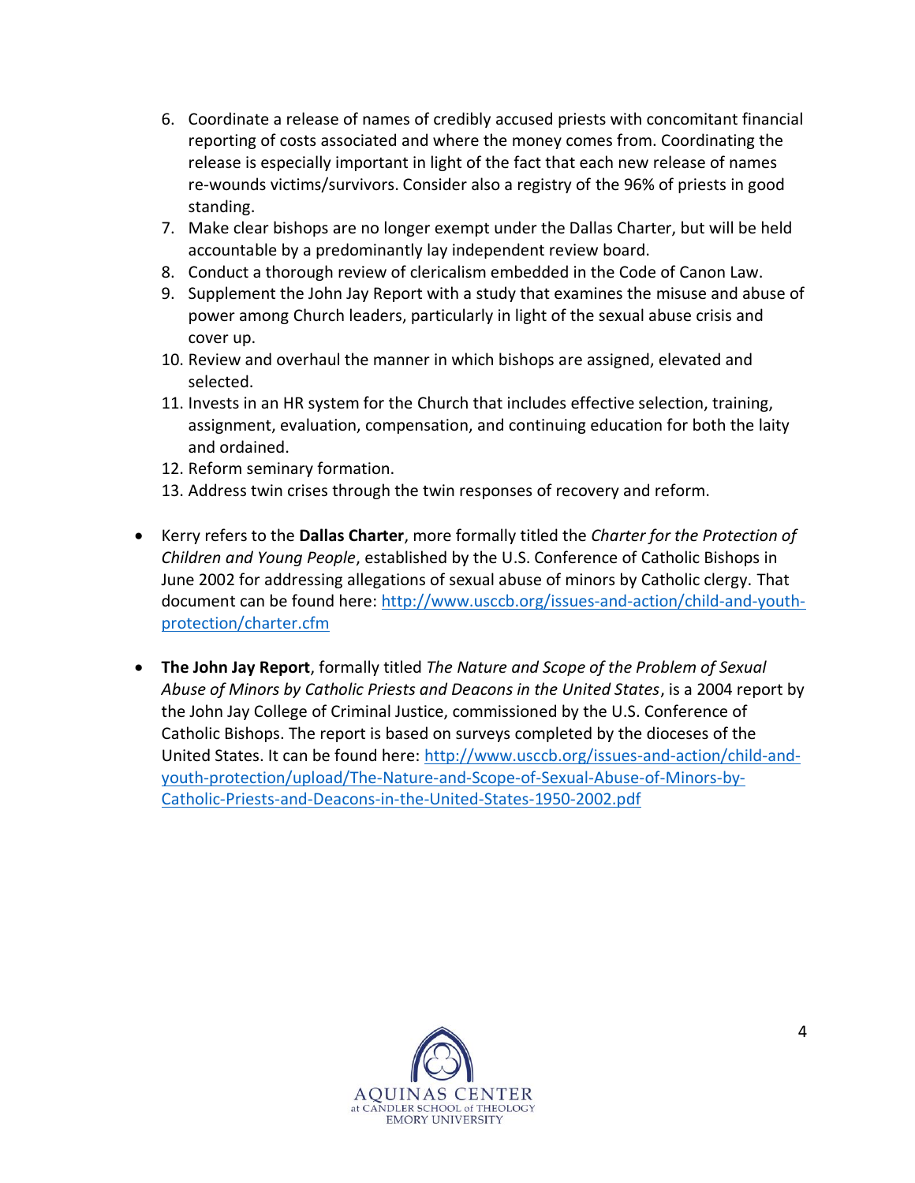6. Coordinate a release of names of credibly accused priests with concomitant financial reporting of costs associated and where the money comes from. Coordinating the release is especially important in light of the fact that each new release of names re-wounds victims/survivors. Consider also a registry of the 96% of priests in good standing.
7. Make clear bishops are no longer exempt under the Dallas Charter, but will be held accountable by a predominantly lay independent review board.
8. Conduct a thorough review of clericalism embedded in the Code of Canon Law.
9. Supplement the John Jay Report with a study that examines the misuse and abuse of power among Church leaders, particularly in light of the sexual abuse crisis and cover up.
10. Review and overhaul the manner in which bishops are assigned, elevated and selected.
11. Invests in an HR system for the Church that includes effective selection, training, assignment, evaluation, compensation, and continuing education for both the laity and ordained.
12. Reform seminary formation.
13. Address twin crises through the twin responses of recovery and reform.

- Kerry refers to the **Dallas Charter**, more formally titled the *Charter for the Protection of Children and Young People*, established by the U.S. Conference of Catholic Bishops in June 2002 for addressing allegations of sexual abuse of minors by Catholic clergy. That document can be found here: http://www.usccb.org/issues-and-action/child-and-youth-protection/charter.cfm

- **The John Jay Report**, formally titled *The Nature and Scope of the Problem of Sexual Abuse of Minors by Catholic Priests and Deacons in the United States*, is a 2004 report by the John Jay College of Criminal Justice, commissioned by the U.S. Conference of Catholic Bishops. The report is based on surveys completed by the dioceses of the United States. It can be found here: http://www.usccb.org/issues-and-action/child-and-youth-protection/upload/The-Nature-and-Scope-of-Sexual-Abuse-of-Minors-by-Catholic-Priests-and-Deacons-in-the-United-States-1950-2002.pdf